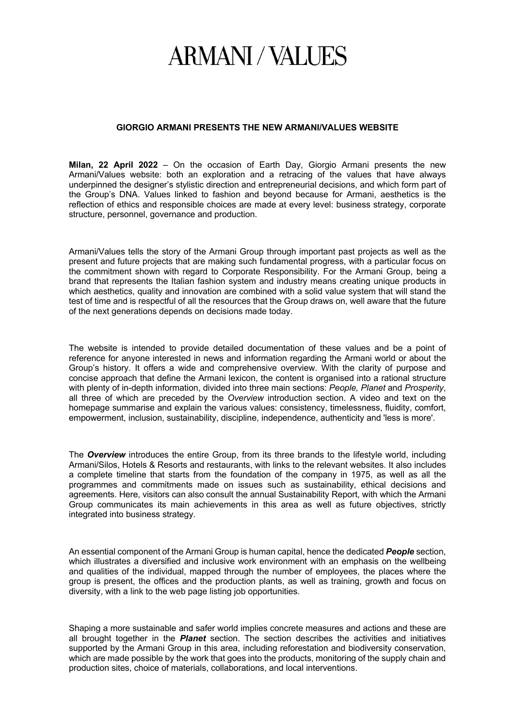# ARMANI / VALUES

## GIORGIO ARMANI PRESENTS THE NEW ARMANI/VALUES WEBSITE

**Milan, 22 April 2022** – On the occasion of Earth Day, Giorgio Armani presents the new Armani/Values website: both an exploration and a retracing of the values that have always underpinned the designer's stylistic direction and entrepreneurial decisions, and which form part of the Group's DNA. Values linked to fashion and beyond because for Armani, aesthetics is the reflection of ethics and responsible choices are made at every level: business strategy, corporate structure, personnel, governance and production.

Armani/Values tells the story of the Armani Group through important past projects as well as the present and future projects that are making such fundamental progress, with a particular focus on the commitment shown with regard to Corporate Responsibility. For the Armani Group, being a brand that represents the Italian fashion system and industry means creating unique products in which aesthetics, quality and innovation are combined with a solid value system that will stand the test of time and is respectful of all the resources that the Group draws on, well aware that the future of the next generations depends on decisions made today.

The website is intended to provide detailed documentation of these values and be a point of reference for anyone interested in news and information regarding the Armani world or about the Group's history. It offers a wide and comprehensive overview. With the clarity of purpose and concise approach that define the Armani lexicon, the content is organised into a rational structure with plenty of in-depth information, divided into three main sections: *People, Planet* and *Prosperity*, all three of which are preceded by the *Overview* introduction section. A video and text on the homepage summarise and explain the various values: consistency, timelessness, fluidity, comfort, empowerment, inclusion, sustainability, discipline, independence, authenticity and 'less is more'.

The ***Overview*** introduces the entire Group, from its three brands to the lifestyle world, including Armani/Silos, Hotels & Resorts and restaurants, with links to the relevant websites. It also includes a complete timeline that starts from the foundation of the company in 1975, as well as all the programmes and commitments made on issues such as sustainability, ethical decisions and agreements. Here, visitors can also consult the annual Sustainability Report, with which the Armani Group communicates its main achievements in this area as well as future objectives, strictly integrated into business strategy.

An essential component of the Armani Group is human capital, hence the dedicated ***People*** section, which illustrates a diversified and inclusive work environment with an emphasis on the wellbeing and qualities of the individual, mapped through the number of employees, the places where the group is present, the offices and the production plants, as well as training, growth and focus on diversity, with a link to the web page listing job opportunities.

Shaping a more sustainable and safer world implies concrete measures and actions and these are all brought together in the ***Planet*** section. The section describes the activities and initiatives supported by the Armani Group in this area, including reforestation and biodiversity conservation, which are made possible by the work that goes into the products, monitoring of the supply chain and production sites, choice of materials, collaborations, and local interventions.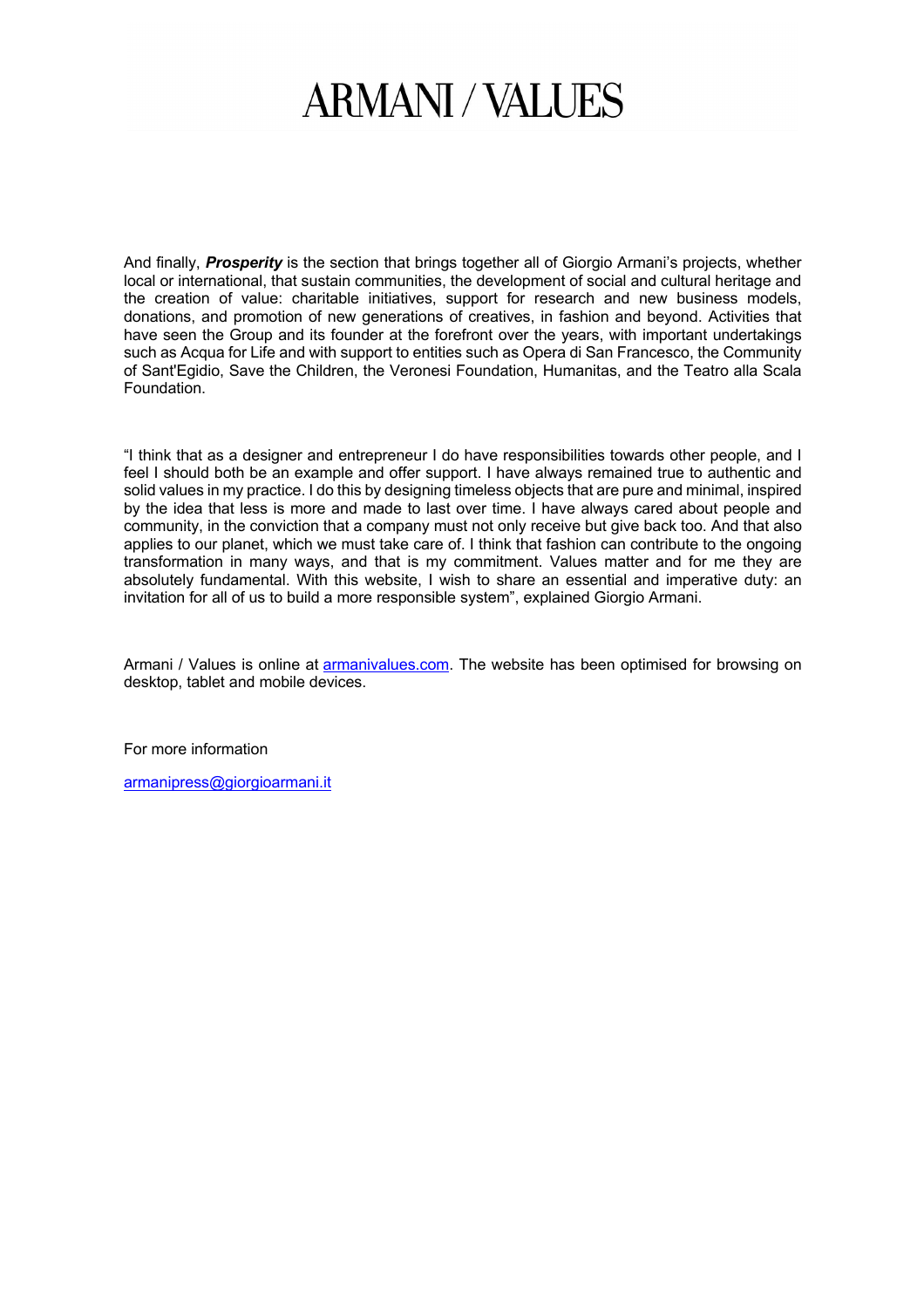# ARMANI / VALUES

And finally, ***Prosperity*** is the section that brings together all of Giorgio Armani's projects, whether local or international, that sustain communities, the development of social and cultural heritage and the creation of value: charitable initiatives, support for research and new business models, donations, and promotion of new generations of creatives, in fashion and beyond. Activities that have seen the Group and its founder at the forefront over the years, with important undertakings such as Acqua for Life and with support to entities such as Opera di San Francesco, the Community of Sant'Egidio, Save the Children, the Veronesi Foundation, Humanitas, and the Teatro alla Scala Foundation.

"I think that as a designer and entrepreneur I do have responsibilities towards other people, and I feel I should both be an example and offer support. I have always remained true to authentic and solid values in my practice. I do this by designing timeless objects that are pure and minimal, inspired by the idea that less is more and made to last over time. I have always cared about people and community, in the conviction that a company must not only receive but give back too. And that also applies to our planet, which we must take care of. I think that fashion can contribute to the ongoing transformation in many ways, and that is my commitment. Values matter and for me they are absolutely fundamental. With this website, I wish to share an essential and imperative duty: an invitation for all of us to build a more responsible system", explained Giorgio Armani.

Armani / Values is online at armanivalues.com. The website has been optimised for browsing on desktop, tablet and mobile devices.

For more information

armanipress@giorgioarmani.it